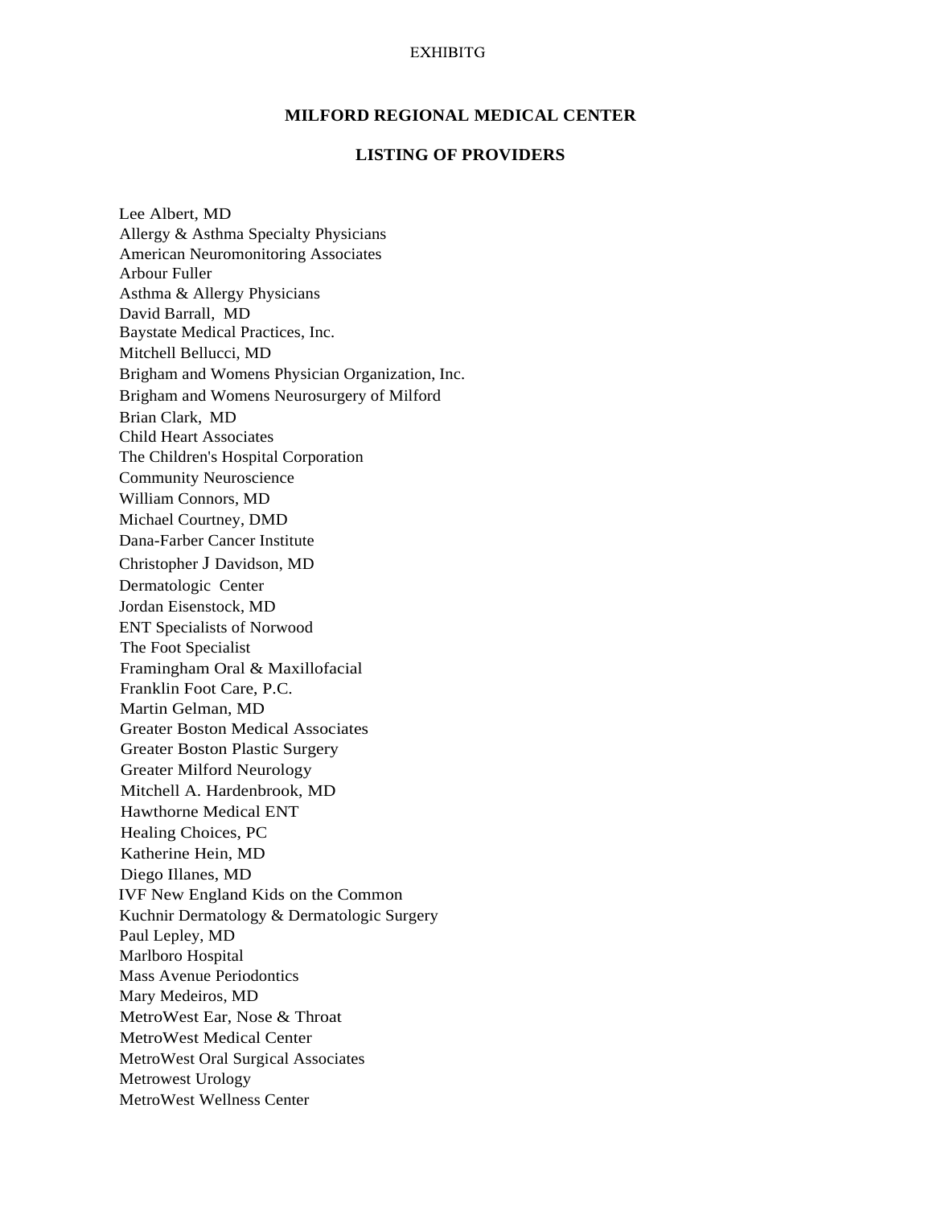EXHIBITG

## MILFORD REGIONAL MEDICAL CENTER

## LISTING OF PROVIDERS

Lee Albert, MD
Allergy & Asthma Specialty Physicians
American Neuromonitoring Associates
Arbour Fuller
Asthma & Allergy Physicians
David Barrall, MD
Baystate Medical Practices, Inc.
Mitchell Bellucci, MD
Brigham and Womens Physician Organization, Inc.
Brigham and Womens Neurosurgery of Milford
Brian Clark, MD
Child Heart Associates
The Children's Hospital Corporation
Community Neuroscience
William Connors, MD
Michael Courtney, DMD
Dana-Farber Cancer Institute
Christopher J Davidson, MD
Dermatologic Center
Jordan Eisenstock, MD
ENT Specialists of Norwood
The Foot Specialist
Framingham Oral & Maxillofacial
Franklin Foot Care, P.C.
Martin Gelman, MD
Greater Boston Medical Associates
Greater Boston Plastic Surgery
Greater Milford Neurology
Mitchell A. Hardenbrook, MD
Hawthorne Medical ENT
Healing Choices, PC
Katherine Hein, MD
Diego Illanes, MD
IVF New England Kids on the Common
Kuchnir Dermatology & Dermatologic Surgery
Paul Lepley, MD
Marlboro Hospital
Mass Avenue Periodontics
Mary Medeiros, MD
MetroWest Ear, Nose & Throat
MetroWest Medical Center
MetroWest Oral Surgical Associates
Metrowest Urology
MetroWest Wellness Center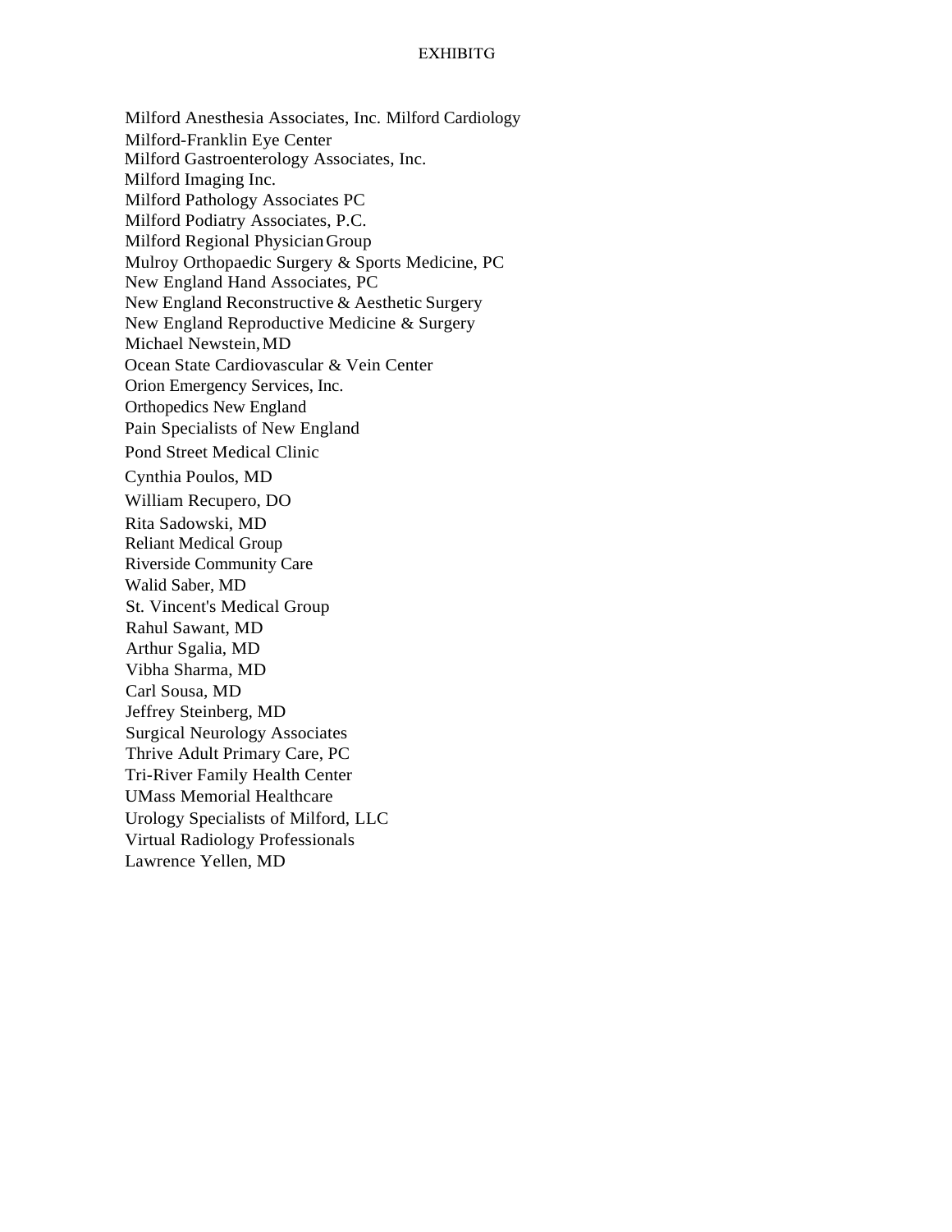EXHIBITG

Milford Anesthesia Associates, Inc. Milford Cardiology
Milford-Franklin Eye Center
Milford Gastroenterology Associates, Inc.
Milford Imaging Inc.
Milford Pathology Associates PC
Milford Podiatry Associates, P.C.
Milford Regional Physician Group
Mulroy Orthopaedic Surgery & Sports Medicine, PC
New England Hand Associates, PC
New England Reconstructive & Aesthetic Surgery
New England Reproductive Medicine & Surgery
Michael Newstein, MD
Ocean State Cardiovascular & Vein Center
Orion Emergency Services, Inc.
Orthopedics New England
Pain Specialists of New England
Pond Street Medical Clinic
Cynthia Poulos, MD
William Recupero, DO
Rita Sadowski, MD
Reliant Medical Group
Riverside Community Care
Walid Saber, MD
St. Vincent's Medical Group
Rahul Sawant, MD
Arthur Sgalia, MD
Vibha Sharma, MD
Carl Sousa, MD
Jeffrey Steinberg, MD
Surgical Neurology Associates
Thrive Adult Primary Care, PC
Tri-River Family Health Center
UMass Memorial Healthcare
Urology Specialists of Milford, LLC
Virtual Radiology Professionals
Lawrence Yellen, MD